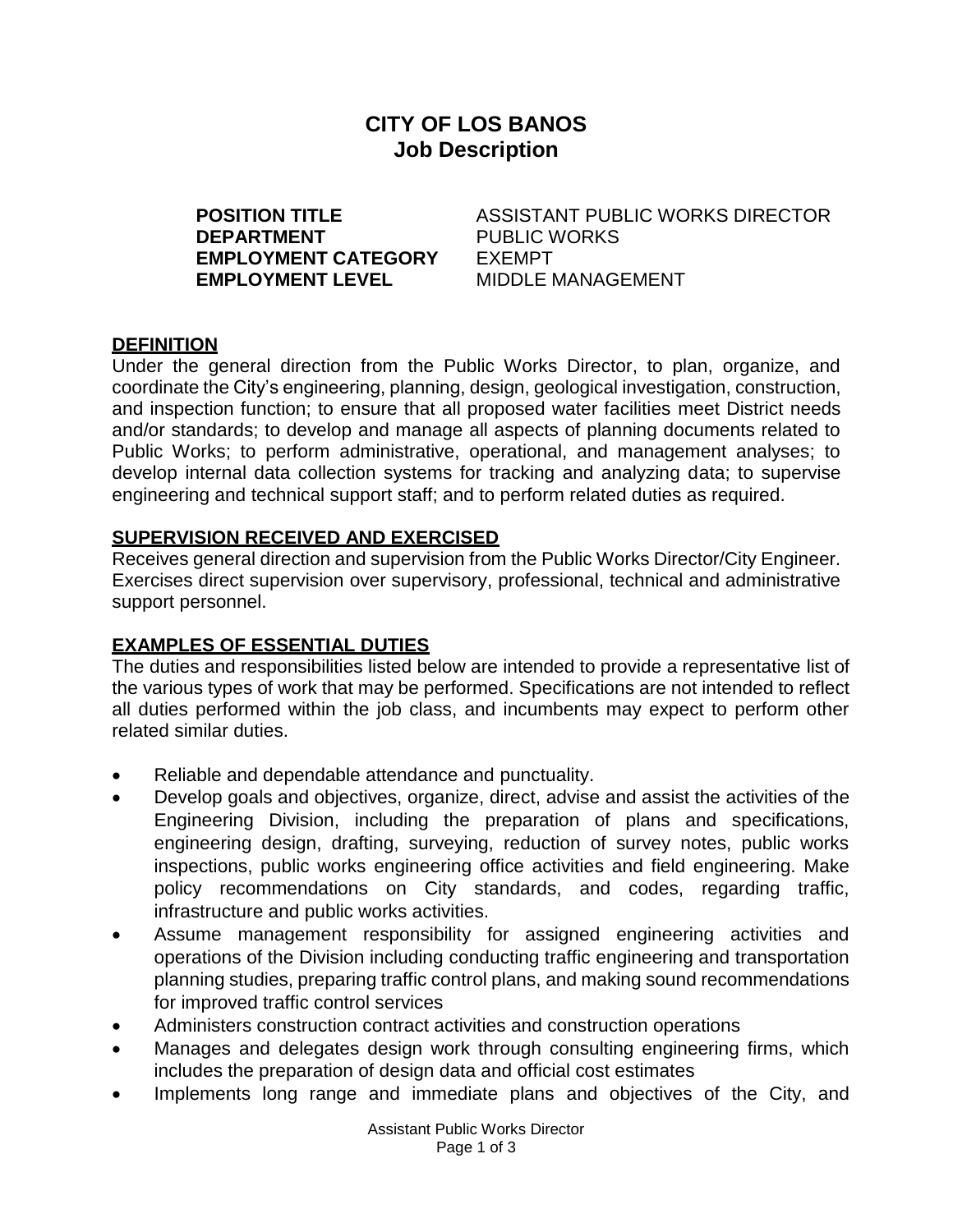# CITY OF LOS BANOS
## Job Description

| | |
|---|---|
| **POSITION TITLE** | ASSISTANT PUBLIC WORKS DIRECTOR |
| **DEPARTMENT** | PUBLIC WORKS |
| **EMPLOYMENT CATEGORY** | EXEMPT |
| **EMPLOYMENT LEVEL** | MIDDLE MANAGEMENT |

## DEFINITION

Under the general direction from the Public Works Director, to plan, organize, and coordinate the City's engineering, planning, design, geological investigation, construction, and inspection function; to ensure that all proposed water facilities meet District needs and/or standards; to develop and manage all aspects of planning documents related to Public Works; to perform administrative, operational, and management analyses; to develop internal data collection systems for tracking and analyzing data; to supervise engineering and technical support staff; and to perform related duties as required.

## SUPERVISION RECEIVED AND EXERCISED

Receives general direction and supervision from the Public Works Director/City Engineer. Exercises direct supervision over supervisory, professional, technical and administrative support personnel.

## EXAMPLES OF ESSENTIAL DUTIES

The duties and responsibilities listed below are intended to provide a representative list of the various types of work that may be performed. Specifications are not intended to reflect all duties performed within the job class, and incumbents may expect to perform other related similar duties.

- Reliable and dependable attendance and punctuality.
- Develop goals and objectives, organize, direct, advise and assist the activities of the Engineering Division, including the preparation of plans and specifications, engineering design, drafting, surveying, reduction of survey notes, public works inspections, public works engineering office activities and field engineering. Make policy recommendations on City standards, and codes, regarding traffic, infrastructure and public works activities.
- Assume management responsibility for assigned engineering activities and operations of the Division including conducting traffic engineering and transportation planning studies, preparing traffic control plans, and making sound recommendations for improved traffic control services
- Administers construction contract activities and construction operations
- Manages and delegates design work through consulting engineering firms, which includes the preparation of design data and official cost estimates
- Implements long range and immediate plans and objectives of the City, and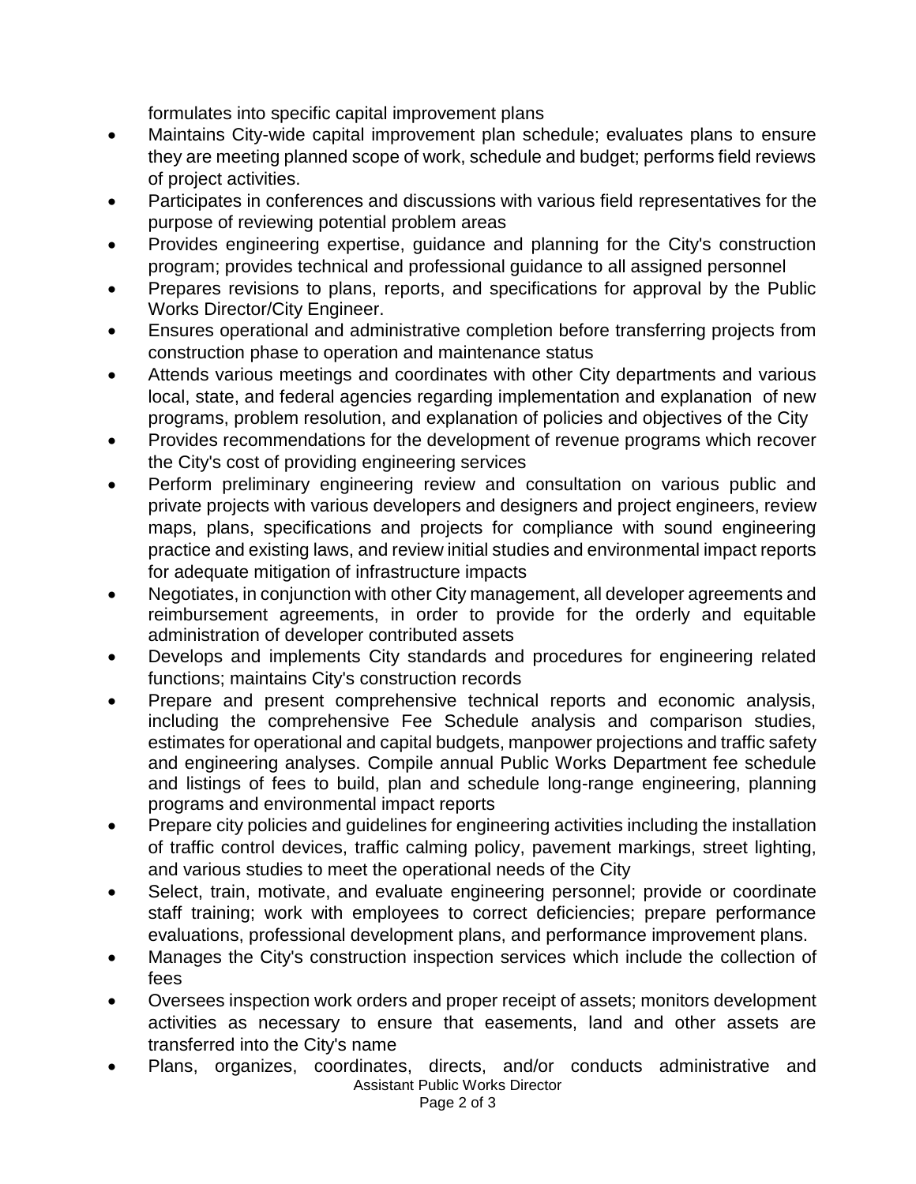formulates into specific capital improvement plans

- Maintains City-wide capital improvement plan schedule; evaluates plans to ensure they are meeting planned scope of work, schedule and budget; performs field reviews of project activities.
- Participates in conferences and discussions with various field representatives for the purpose of reviewing potential problem areas
- Provides engineering expertise, guidance and planning for the City's construction program; provides technical and professional guidance to all assigned personnel
- Prepares revisions to plans, reports, and specifications for approval by the Public Works Director/City Engineer.
- Ensures operational and administrative completion before transferring projects from construction phase to operation and maintenance status
- Attends various meetings and coordinates with other City departments and various local, state, and federal agencies regarding implementation and explanation of new programs, problem resolution, and explanation of policies and objectives of the City
- Provides recommendations for the development of revenue programs which recover the City's cost of providing engineering services
- Perform preliminary engineering review and consultation on various public and private projects with various developers and designers and project engineers, review maps, plans, specifications and projects for compliance with sound engineering practice and existing laws, and review initial studies and environmental impact reports for adequate mitigation of infrastructure impacts
- Negotiates, in conjunction with other City management, all developer agreements and reimbursement agreements, in order to provide for the orderly and equitable administration of developer contributed assets
- Develops and implements City standards and procedures for engineering related functions; maintains City's construction records
- Prepare and present comprehensive technical reports and economic analysis, including the comprehensive Fee Schedule analysis and comparison studies, estimates for operational and capital budgets, manpower projections and traffic safety and engineering analyses. Compile annual Public Works Department fee schedule and listings of fees to build, plan and schedule long-range engineering, planning programs and environmental impact reports
- Prepare city policies and guidelines for engineering activities including the installation of traffic control devices, traffic calming policy, pavement markings, street lighting, and various studies to meet the operational needs of the City
- Select, train, motivate, and evaluate engineering personnel; provide or coordinate staff training; work with employees to correct deficiencies; prepare performance evaluations, professional development plans, and performance improvement plans.
- Manages the City's construction inspection services which include the collection of fees
- Oversees inspection work orders and proper receipt of assets; monitors development activities as necessary to ensure that easements, land and other assets are transferred into the City's name
- Plans, organizes, coordinates, directs, and/or conducts administrative and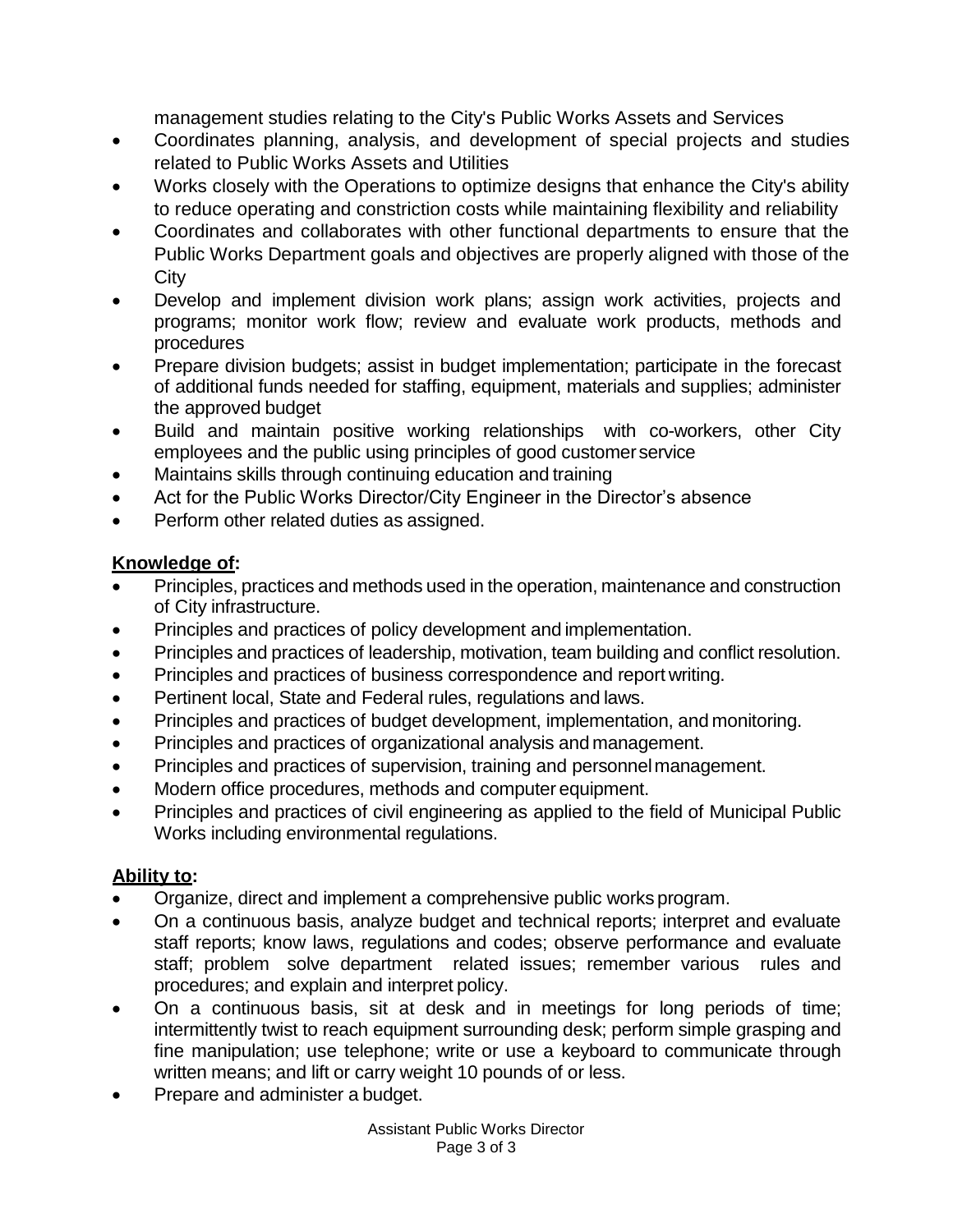management studies relating to the City's Public Works Assets and Services

- Coordinates planning, analysis, and development of special projects and studies related to Public Works Assets and Utilities
- Works closely with the Operations to optimize designs that enhance the City's ability to reduce operating and constriction costs while maintaining flexibility and reliability
- Coordinates and collaborates with other functional departments to ensure that the Public Works Department goals and objectives are properly aligned with those of the City
- Develop and implement division work plans; assign work activities, projects and programs; monitor work flow; review and evaluate work products, methods and procedures
- Prepare division budgets; assist in budget implementation; participate in the forecast of additional funds needed for staffing, equipment, materials and supplies; administer the approved budget
- Build and maintain positive working relationships with co-workers, other City employees and the public using principles of good customer service
- Maintains skills through continuing education and training
- Act for the Public Works Director/City Engineer in the Director's absence
- Perform other related duties as assigned.

**Knowledge of:**

- Principles, practices and methods used in the operation, maintenance and construction of City infrastructure.
- Principles and practices of policy development and implementation.
- Principles and practices of leadership, motivation, team building and conflict resolution.
- Principles and practices of business correspondence and report writing.
- Pertinent local, State and Federal rules, regulations and laws.
- Principles and practices of budget development, implementation, and monitoring.
- Principles and practices of organizational analysis and management.
- Principles and practices of supervision, training and personnel management.
- Modern office procedures, methods and computer equipment.
- Principles and practices of civil engineering as applied to the field of Municipal Public Works including environmental regulations.

**Ability to:**

- Organize, direct and implement a comprehensive public works program.
- On a continuous basis, analyze budget and technical reports; interpret and evaluate staff reports; know laws, regulations and codes; observe performance and evaluate staff; problem solve department related issues; remember various rules and procedures; and explain and interpret policy.
- On a continuous basis, sit at desk and in meetings for long periods of time; intermittently twist to reach equipment surrounding desk; perform simple grasping and fine manipulation; use telephone; write or use a keyboard to communicate through written means; and lift or carry weight 10 pounds of or less.
- Prepare and administer a budget.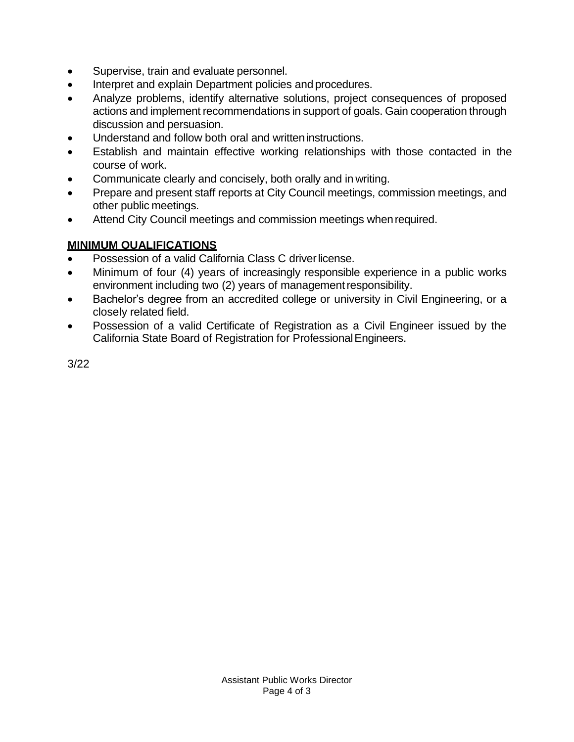- Supervise, train and evaluate personnel.
- Interpret and explain Department policies and procedures.
- Analyze problems, identify alternative solutions, project consequences of proposed actions and implement recommendations in support of goals. Gain cooperation through discussion and persuasion.
- Understand and follow both oral and written instructions.
- Establish and maintain effective working relationships with those contacted in the course of work.
- Communicate clearly and concisely, both orally and in writing.
- Prepare and present staff reports at City Council meetings, commission meetings, and other public meetings.
- Attend City Council meetings and commission meetings when required.

## MINIMUM QUALIFICATIONS

- Possession of a valid California Class C driver license.
- Minimum of four (4) years of increasingly responsible experience in a public works environment including two (2) years of management responsibility.
- Bachelor's degree from an accredited college or university in Civil Engineering, or a closely related field.
- Possession of a valid Certificate of Registration as a Civil Engineer issued by the California State Board of Registration for Professional Engineers.

3/22